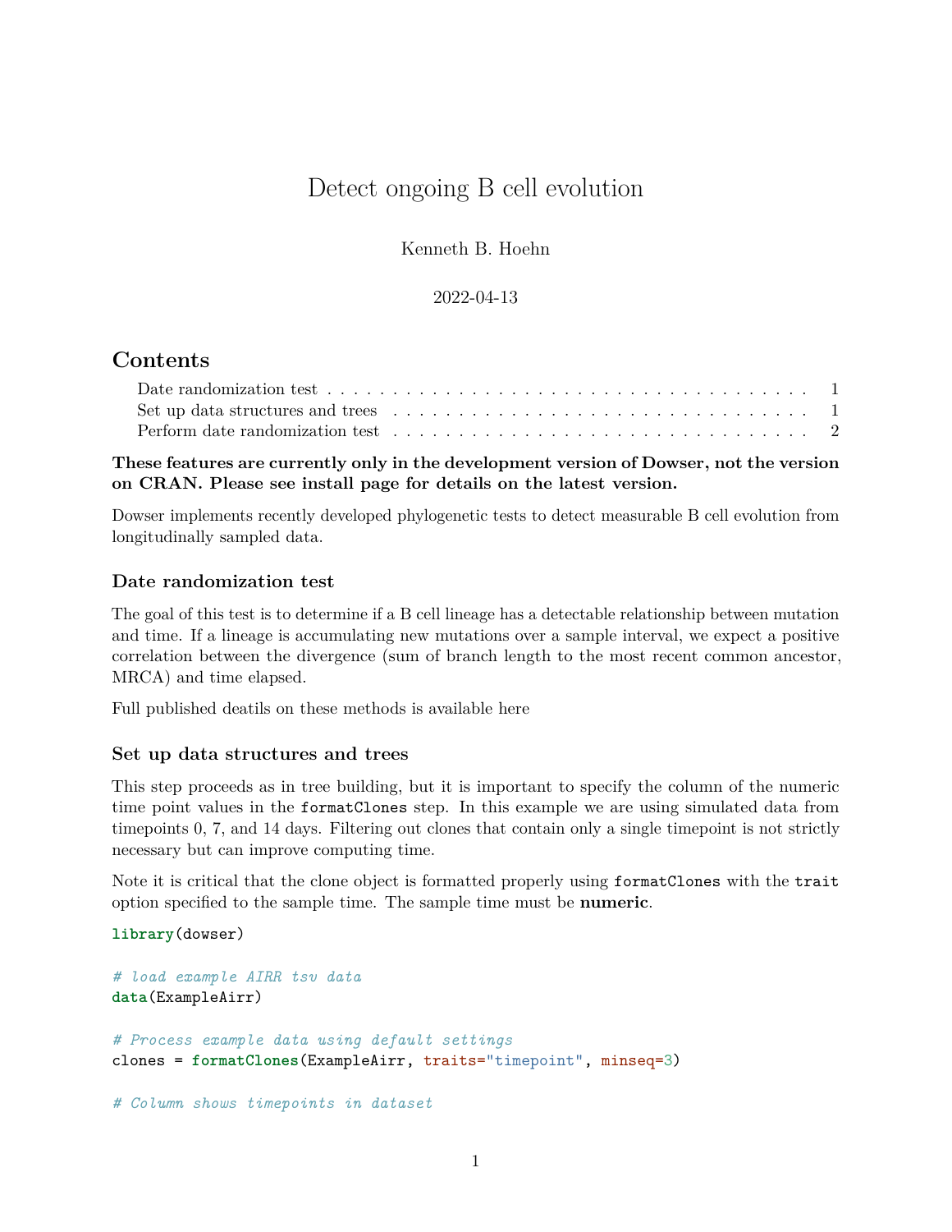# Detect ongoing B cell evolution

Kenneth B. Hoehn

2022-04-13

## Contents

- Date randomization test . . . . . . . . . . . . . . . . . . . . . . . . . . . . . . . . . . . . . . . 1
- Set up data structures and trees . . . . . . . . . . . . . . . . . . . . . . . . . . . . . . . . . . . 1
- Perform date randomization test . . . . . . . . . . . . . . . . . . . . . . . . . . . . . . . . . . . 2

**These features are currently only in the development version of Dowser, not the version on CRAN. Please see install page for details on the latest version.**

Dowser implements recently developed phylogenetic tests to detect measurable B cell evolution from longitudinally sampled data.

### Date randomization test

The goal of this test is to determine if a B cell lineage has a detectable relationship between mutation and time. If a lineage is accumulating new mutations over a sample interval, we expect a positive correlation between the divergence (sum of branch length to the most recent common ancestor, MRCA) and time elapsed.

Full published deatils on these methods is available here

### Set up data structures and trees

This step proceeds as in tree building, but it is important to specify the column of the numeric time point values in the `formatClones` step. In this example we are using simulated data from timepoints 0, 7, and 14 days. Filtering out clones that contain only a single timepoint is not strictly necessary but can improve computing time.

Note it is critical that the clone object is formatted properly using `formatClones` with the `trait` option specified to the sample time. The sample time must be **numeric**.

```
library(dowser)

# load example AIRR tsv data
data(ExampleAirr)

# Process example data using default settings
clones = formatClones(ExampleAirr, traits="timepoint", minseq=3)

# Column shows timepoints in dataset
```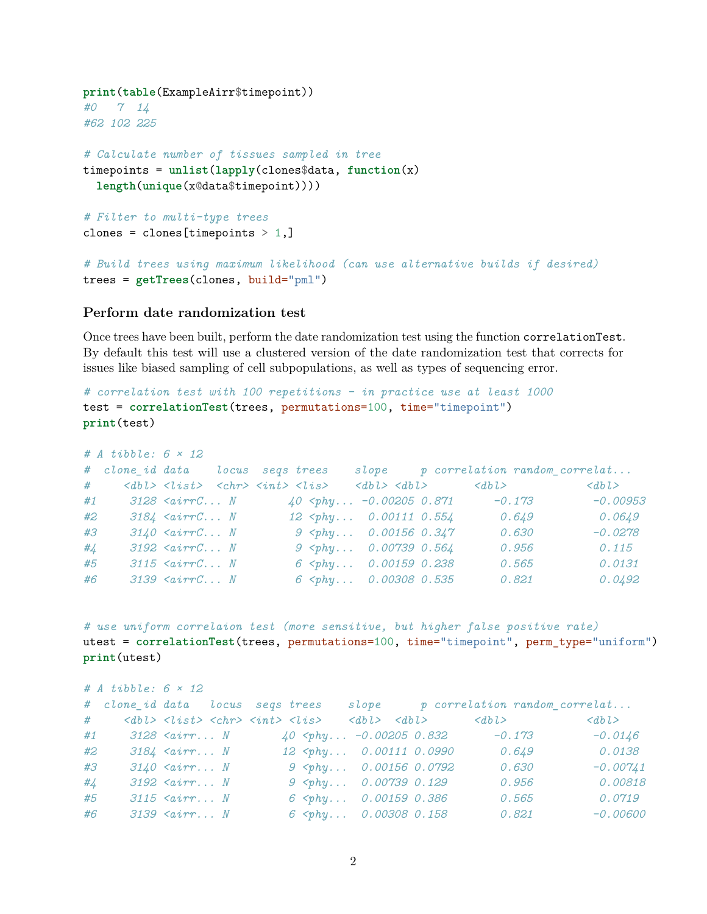```r
print(table(ExampleAirr$timepoint))
#0   7  14 
#62 102 225

# Calculate number of tissues sampled in tree
timepoints = unlist(lapply(clones$data, function(x)
  length(unique(x@data$timepoint))))

# Filter to multi-type trees
clones = clones[timepoints > 1,]

# Build trees using maximum likelihood (can use alternative builds if desired)
trees = getTrees(clones, build="pml")
```

### Perform date randomization test

Once trees have been built, perform the date randomization test using the function `correlationTest`. By default this test will use a clustered version of the date randomization test that corrects for issues like biased sampling of cell subpopulations, as well as types of sequencing error.

```r
# correlation test with 100 repetitions - in practice use at least 1000
test = correlationTest(trees, permutations=100, time="timepoint")
print(test)

# A tibble: 6 × 12
#  clone_id data    locus  seqs trees    slope     p correlation random_correlat...
#     <dbl> <list>  <chr> <int> <lis>    <dbl> <dbl>       <dbl>             <dbl>
#1     3128 <airrC... N        40 <phy... -0.00205 0.871      -0.173         -0.00953
#2     3184 <airrC... N        12 <phy...  0.00111 0.554       0.649          0.0649
#3     3140 <airrC... N         9 <phy...  0.00156 0.347       0.630         -0.0278
#4     3192 <airrC... N         9 <phy...  0.00739 0.564       0.956          0.115
#5     3115 <airrC... N         6 <phy...  0.00159 0.238       0.565          0.0131
#6     3139 <airrC... N         6 <phy...  0.00308 0.535       0.821          0.0492


# use uniform correlaion test (more sensitive, but higher false positive rate)
utest = correlationTest(trees, permutations=100, time="timepoint", perm_type="uniform")
print(utest)

# A tibble: 6 × 12
#  clone_id data   locus  seqs trees    slope      p correlation random_correlat...
#     <dbl> <list> <chr> <int> <lis>    <dbl>  <dbl>       <dbl>             <dbl>
#1     3128 <airr... N        40 <phy... -0.00205 0.832       -0.173         -0.0146
#2     3184 <airr... N        12 <phy...  0.00111 0.0990       0.649          0.0138
#3     3140 <airr... N         9 <phy...  0.00156 0.0792       0.630         -0.00741
#4     3192 <airr... N         9 <phy...  0.00739 0.129        0.956          0.00818
#5     3115 <airr... N         6 <phy...  0.00159 0.386        0.565          0.0719
#6     3139 <airr... N         6 <phy...  0.00308 0.158        0.821         -0.00600
```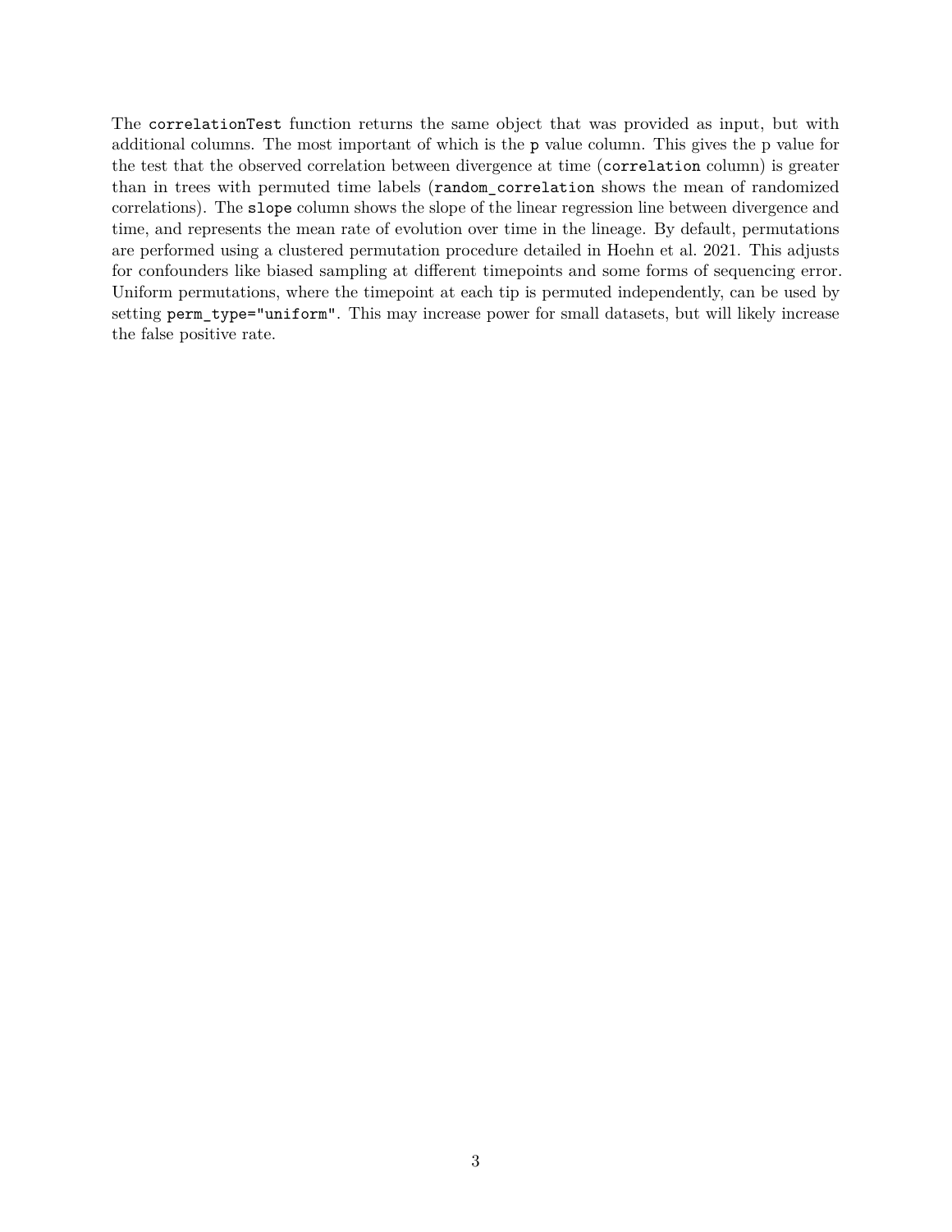The `correlationTest` function returns the same object that was provided as input, but with additional columns. The most important of which is the `p` value column. This gives the p value for the test that the observed correlation between divergence at time (`correlation` column) is greater than in trees with permuted time labels (`random_correlation` shows the mean of randomized correlations). The `slope` column shows the slope of the linear regression line between divergence and time, and represents the mean rate of evolution over time in the lineage. By default, permutations are performed using a clustered permutation procedure detailed in Hoehn et al. 2021. This adjusts for confounders like biased sampling at different timepoints and some forms of sequencing error. Uniform permutations, where the timepoint at each tip is permuted independently, can be used by setting `perm_type="uniform"`. This may increase power for small datasets, but will likely increase the false positive rate.